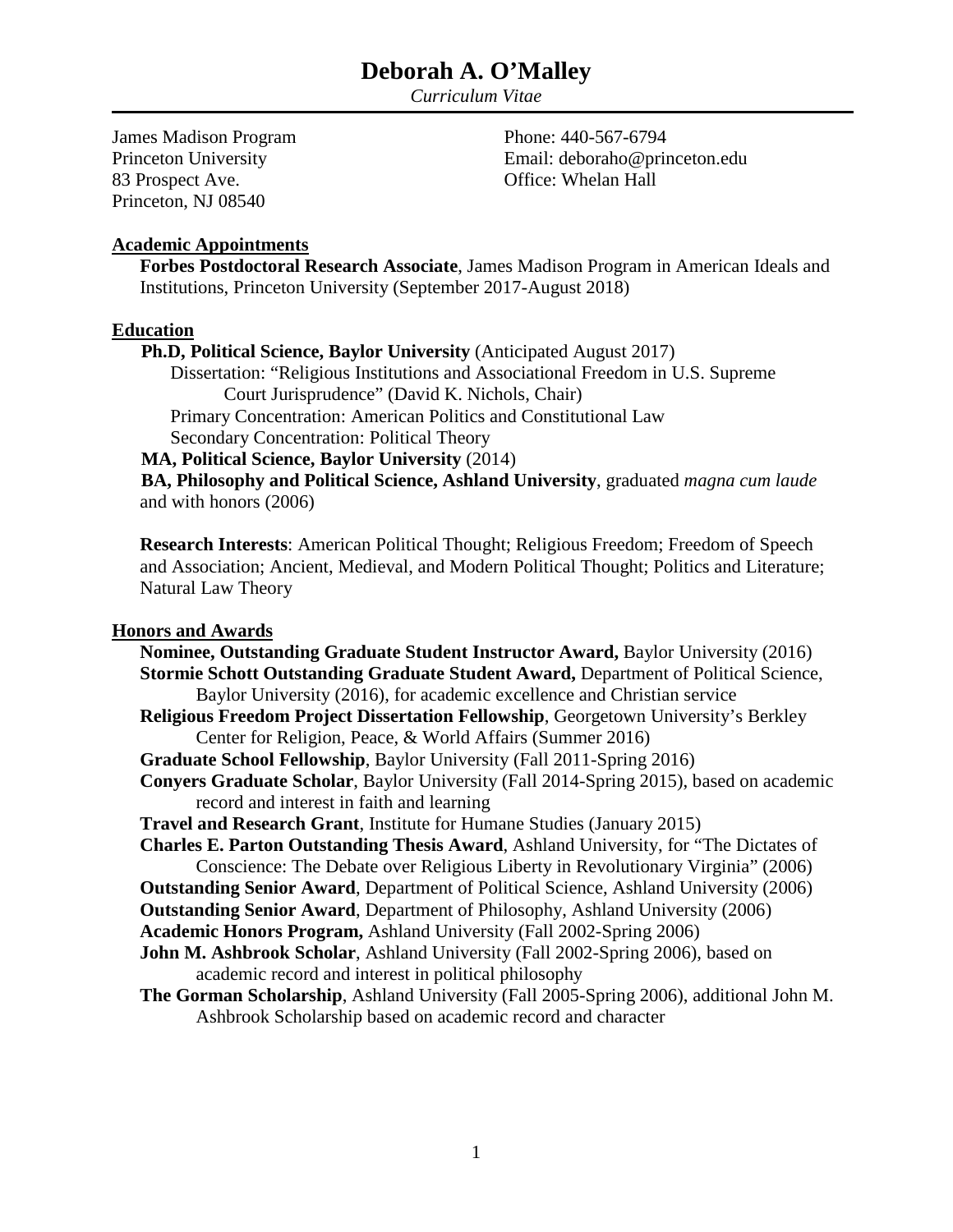# Deborah A. O'Malley

*Curriculum Vitae*

James Madison Program
Princeton University
83 Prospect Ave.
Princeton, NJ 08540

Phone: 440-567-6794
Email: deboraho@princeton.edu
Office: Whelan Hall

## Academic Appointments

**Forbes Postdoctoral Research Associate**, James Madison Program in American Ideals and Institutions, Princeton University (September 2017-August 2018)

## Education

**Ph.D, Political Science, Baylor University** (Anticipated August 2017)
Dissertation: "Religious Institutions and Associational Freedom in U.S. Supreme Court Jurisprudence" (David K. Nichols, Chair)
Primary Concentration: American Politics and Constitutional Law
Secondary Concentration: Political Theory

**MA, Political Science, Baylor University** (2014)

**BA, Philosophy and Political Science, Ashland University**, graduated *magna cum laude* and with honors (2006)

**Research Interests**: American Political Thought; Religious Freedom; Freedom of Speech and Association; Ancient, Medieval, and Modern Political Thought; Politics and Literature; Natural Law Theory

## Honors and Awards

**Nominee, Outstanding Graduate Student Instructor Award,** Baylor University (2016)

**Stormie Schott Outstanding Graduate Student Award,** Department of Political Science, Baylor University (2016), for academic excellence and Christian service

**Religious Freedom Project Dissertation Fellowship**, Georgetown University's Berkley Center for Religion, Peace, & World Affairs (Summer 2016)

**Graduate School Fellowship**, Baylor University (Fall 2011-Spring 2016)

**Conyers Graduate Scholar**, Baylor University (Fall 2014-Spring 2015), based on academic record and interest in faith and learning

**Travel and Research Grant**, Institute for Humane Studies (January 2015)

**Charles E. Parton Outstanding Thesis Award**, Ashland University, for "The Dictates of Conscience: The Debate over Religious Liberty in Revolutionary Virginia" (2006)

**Outstanding Senior Award**, Department of Political Science, Ashland University (2006)

**Outstanding Senior Award**, Department of Philosophy, Ashland University (2006)

**Academic Honors Program,** Ashland University (Fall 2002-Spring 2006)

**John M. Ashbrook Scholar**, Ashland University (Fall 2002-Spring 2006), based on academic record and interest in political philosophy

**The Gorman Scholarship**, Ashland University (Fall 2005-Spring 2006), additional John M. Ashbrook Scholarship based on academic record and character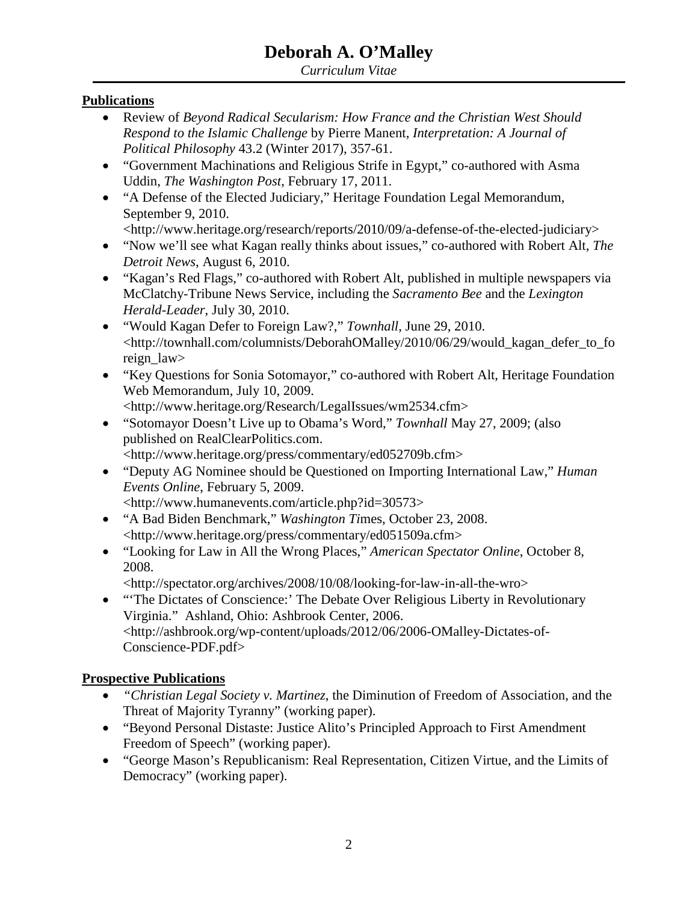## Publications

- Review of *Beyond Radical Secularism: How France and the Christian West Should Respond to the Islamic Challenge* by Pierre Manent, *Interpretation: A Journal of Political Philosophy* 43.2 (Winter 2017), 357-61.
- "Government Machinations and Religious Strife in Egypt," co-authored with Asma Uddin, *The Washington Post*, February 17, 2011.
- "A Defense of the Elected Judiciary," Heritage Foundation Legal Memorandum, September 9, 2010. <http://www.heritage.org/research/reports/2010/09/a-defense-of-the-elected-judiciary>
- "Now we'll see what Kagan really thinks about issues," co-authored with Robert Alt, *The Detroit News*, August 6, 2010.
- "Kagan's Red Flags," co-authored with Robert Alt, published in multiple newspapers via McClatchy-Tribune News Service, including the *Sacramento Bee* and the *Lexington Herald-Leader*, July 30, 2010.
- "Would Kagan Defer to Foreign Law?," *Townhall*, June 29, 2010. <http://townhall.com/columnists/DeborahOMalley/2010/06/29/would_kagan_defer_to_foreign_law>
- "Key Questions for Sonia Sotomayor," co-authored with Robert Alt, Heritage Foundation Web Memorandum, July 10, 2009. <http://www.heritage.org/Research/LegalIssues/wm2534.cfm>
- "Sotomayor Doesn't Live up to Obama's Word," *Townhall* May 27, 2009; (also published on RealClearPolitics.com. <http://www.heritage.org/press/commentary/ed052709b.cfm>
- "Deputy AG Nominee should be Questioned on Importing International Law," *Human Events Online*, February 5, 2009. <http://www.humanevents.com/article.php?id=30573>
- "A Bad Biden Benchmark," *Washington Times*, October 23, 2008. <http://www.heritage.org/press/commentary/ed051509a.cfm>
- "Looking for Law in All the Wrong Places," *American Spectator Online*, October 8, 2008. <http://spectator.org/archives/2008/10/08/looking-for-law-in-all-the-wro>
- "'The Dictates of Conscience:' The Debate Over Religious Liberty in Revolutionary Virginia." Ashland, Ohio: Ashbrook Center, 2006. <http://ashbrook.org/wp-content/uploads/2012/06/2006-OMalley-Dictates-of-Conscience-PDF.pdf>

## Prospective Publications

- "*Christian Legal Society v. Martinez*, the Diminution of Freedom of Association, and the Threat of Majority Tyranny" (working paper).
- "Beyond Personal Distaste: Justice Alito's Principled Approach to First Amendment Freedom of Speech" (working paper).
- "George Mason's Republicanism: Real Representation, Citizen Virtue, and the Limits of Democracy" (working paper).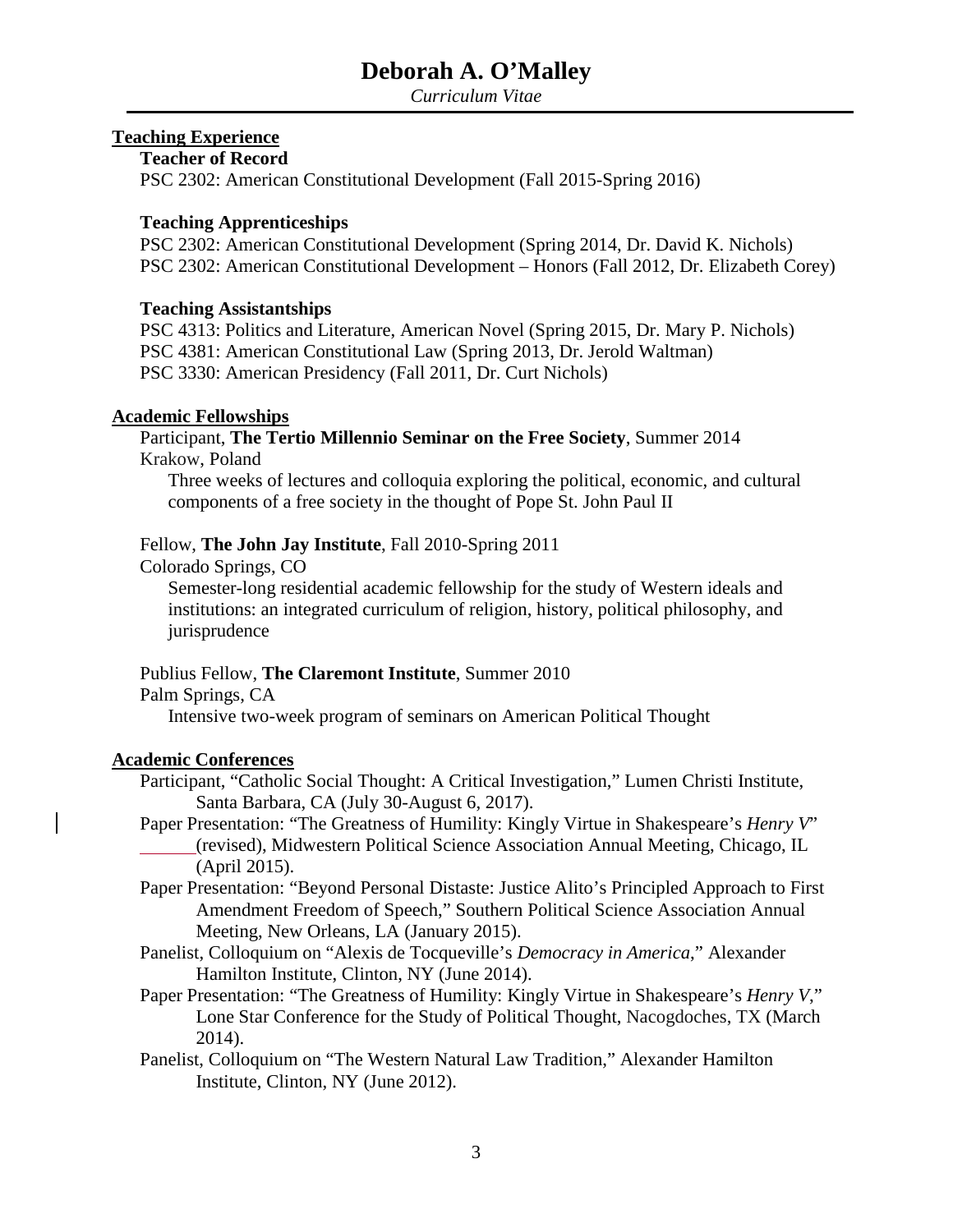# Deborah A. O'Malley

*Curriculum Vitae*

## Teaching Experience

### Teacher of Record

PSC 2302: American Constitutional Development (Fall 2015-Spring 2016)

### Teaching Apprenticeships

PSC 2302: American Constitutional Development (Spring 2014, Dr. David K. Nichols)
PSC 2302: American Constitutional Development – Honors (Fall 2012, Dr. Elizabeth Corey)

### Teaching Assistantships

PSC 4313: Politics and Literature, American Novel (Spring 2015, Dr. Mary P. Nichols)
PSC 4381: American Constitutional Law (Spring 2013, Dr. Jerold Waltman)
PSC 3330: American Presidency (Fall 2011, Dr. Curt Nichols)

## Academic Fellowships

Participant, **The Tertio Millennio Seminar on the Free Society**, Summer 2014
Krakow, Poland

Three weeks of lectures and colloquia exploring the political, economic, and cultural components of a free society in the thought of Pope St. John Paul II

Fellow, **The John Jay Institute**, Fall 2010-Spring 2011
Colorado Springs, CO

Semester-long residential academic fellowship for the study of Western ideals and institutions: an integrated curriculum of religion, history, political philosophy, and jurisprudence

Publius Fellow, **The Claremont Institute**, Summer 2010
Palm Springs, CA

Intensive two-week program of seminars on American Political Thought

## Academic Conferences

- Participant, "Catholic Social Thought: A Critical Investigation," Lumen Christi Institute, Santa Barbara, CA (July 30-August 6, 2017).
- Paper Presentation: "The Greatness of Humility: Kingly Virtue in Shakespeare's *Henry V*" (revised), Midwestern Political Science Association Annual Meeting, Chicago, IL (April 2015).
- Paper Presentation: "Beyond Personal Distaste: Justice Alito's Principled Approach to First Amendment Freedom of Speech," Southern Political Science Association Annual Meeting, New Orleans, LA (January 2015).
- Panelist, Colloquium on "Alexis de Tocqueville's *Democracy in America*," Alexander Hamilton Institute, Clinton, NY (June 2014).
- Paper Presentation: "The Greatness of Humility: Kingly Virtue in Shakespeare's *Henry V*," Lone Star Conference for the Study of Political Thought, Nacogdoches, TX (March 2014).
- Panelist, Colloquium on "The Western Natural Law Tradition," Alexander Hamilton Institute, Clinton, NY (June 2012).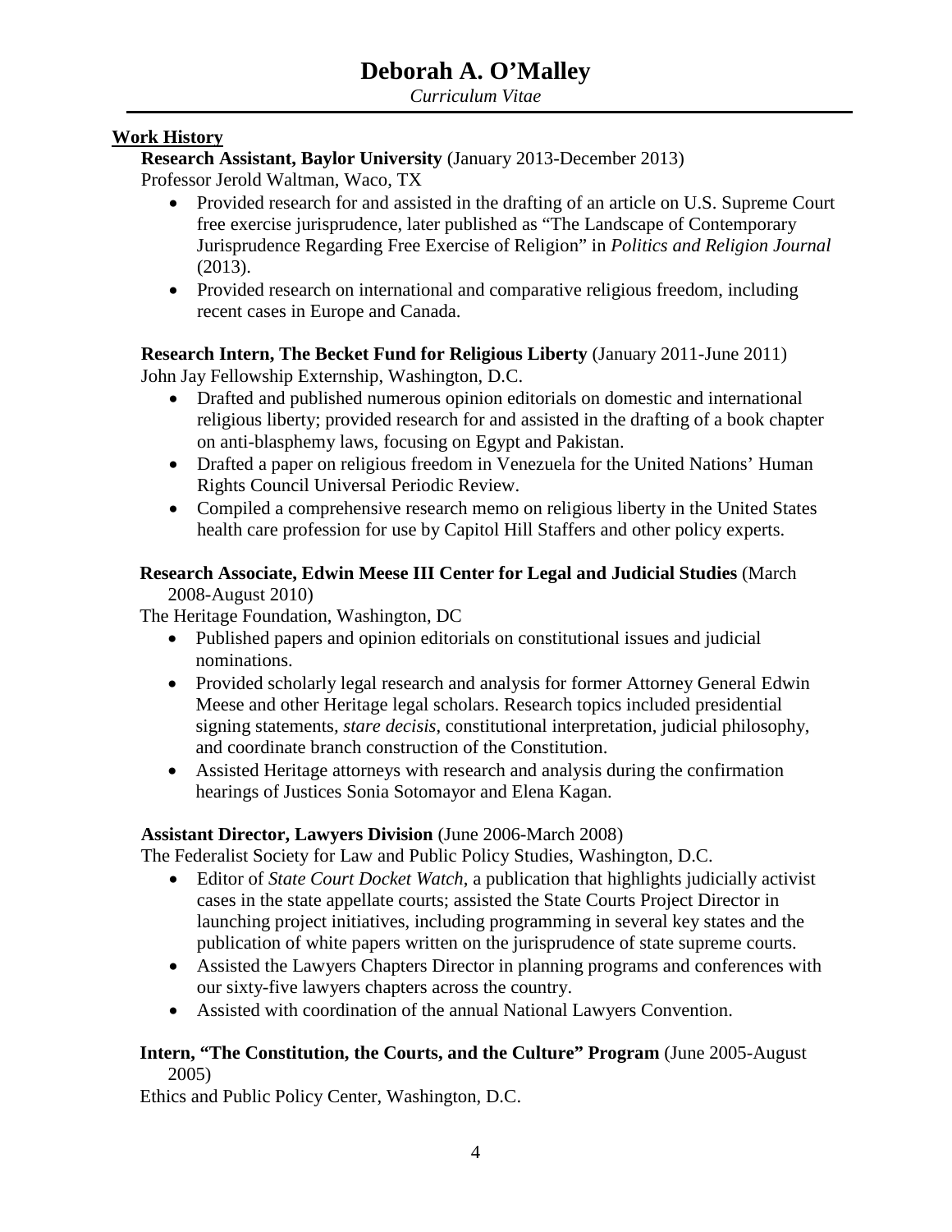## Work History

**Research Assistant, Baylor University** (January 2013-December 2013)
Professor Jerold Waltman, Waco, TX

- Provided research for and assisted in the drafting of an article on U.S. Supreme Court free exercise jurisprudence, later published as "The Landscape of Contemporary Jurisprudence Regarding Free Exercise of Religion" in *Politics and Religion Journal* (2013).
- Provided research on international and comparative religious freedom, including recent cases in Europe and Canada.

**Research Intern, The Becket Fund for Religious Liberty** (January 2011-June 2011)
John Jay Fellowship Externship, Washington, D.C.

- Drafted and published numerous opinion editorials on domestic and international religious liberty; provided research for and assisted in the drafting of a book chapter on anti-blasphemy laws, focusing on Egypt and Pakistan.
- Drafted a paper on religious freedom in Venezuela for the United Nations' Human Rights Council Universal Periodic Review.
- Compiled a comprehensive research memo on religious liberty in the United States health care profession for use by Capitol Hill Staffers and other policy experts.

**Research Associate, Edwin Meese III Center for Legal and Judicial Studies** (March 2008-August 2010)
The Heritage Foundation, Washington, DC

- Published papers and opinion editorials on constitutional issues and judicial nominations.
- Provided scholarly legal research and analysis for former Attorney General Edwin Meese and other Heritage legal scholars. Research topics included presidential signing statements, *stare decisis*, constitutional interpretation, judicial philosophy, and coordinate branch construction of the Constitution.
- Assisted Heritage attorneys with research and analysis during the confirmation hearings of Justices Sonia Sotomayor and Elena Kagan.

**Assistant Director, Lawyers Division** (June 2006-March 2008)
The Federalist Society for Law and Public Policy Studies, Washington, D.C.

- Editor of *State Court Docket Watch*, a publication that highlights judicially activist cases in the state appellate courts; assisted the State Courts Project Director in launching project initiatives, including programming in several key states and the publication of white papers written on the jurisprudence of state supreme courts.
- Assisted the Lawyers Chapters Director in planning programs and conferences with our sixty-five lawyers chapters across the country.
- Assisted with coordination of the annual National Lawyers Convention.

**Intern, "The Constitution, the Courts, and the Culture" Program** (June 2005-August 2005)
Ethics and Public Policy Center, Washington, D.C.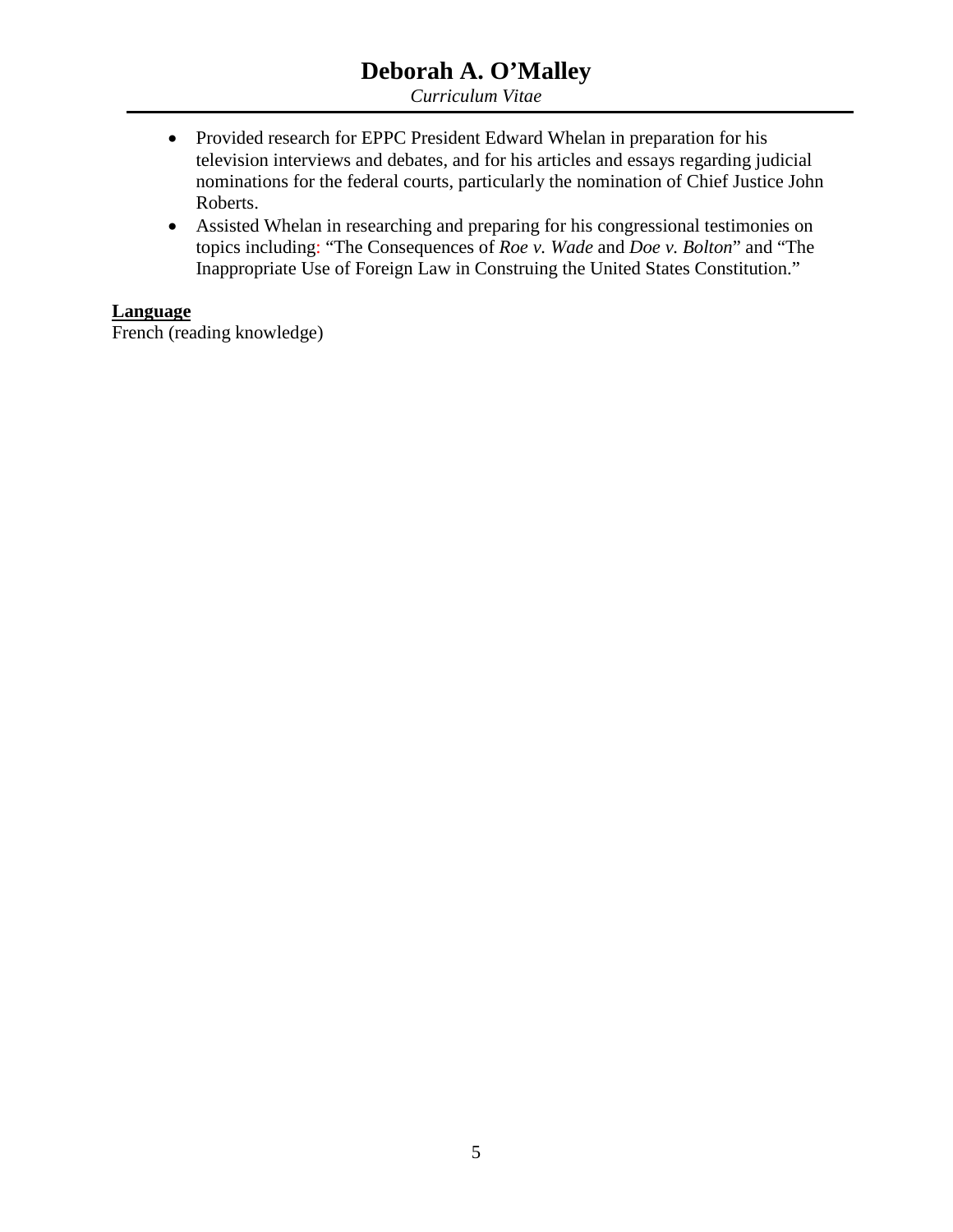- Provided research for EPPC President Edward Whelan in preparation for his television interviews and debates, and for his articles and essays regarding judicial nominations for the federal courts, particularly the nomination of Chief Justice John Roberts.
- Assisted Whelan in researching and preparing for his congressional testimonies on topics including: "The Consequences of *Roe v. Wade* and *Doe v. Bolton*" and "The Inappropriate Use of Foreign Law in Construing the United States Constitution."

**Language**

French (reading knowledge)